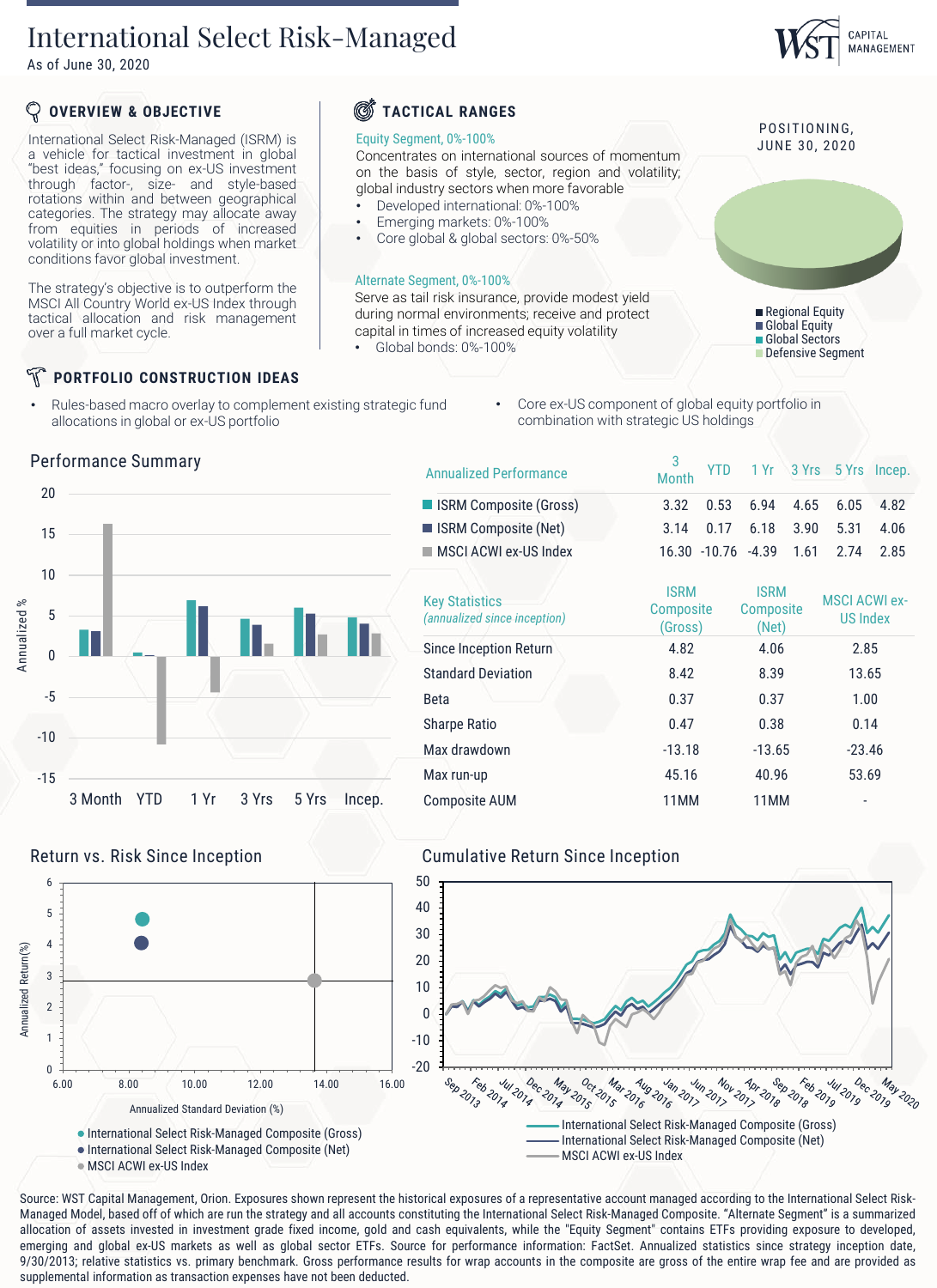# International Select Risk-Managed

As of June 30, 2020

## OVERVIEW & OBJECTIVE

International Select Risk-Managed (ISRM) is a vehicle for tactical investment in global "best ideas," focusing on ex-US investment through factor-, size- and style-based rotations within and between geographical categories. The strategy may allocate away from equities in periods of increased volatility or into global holdings when market conditions favor global investment.

The strategy's objective is to outperform the MSCI All Country World ex-US Index through tactical allocation and risk management over a full market cycle.

## TACTICAL RANGES

**Equity Segment, 0%-100%**

Concentrates on international sources of momentum on the basis of style, sector, region and volatility; global industry sectors when more favorable

- Developed international: 0%-100%
- Emerging markets: 0%-100%
- Core global & global sectors: 0%-50%

**Alternate Segment, 0%-100%**

Serve as tail risk insurance, provide modest yield during normal environments; receive and protect capital in times of increased equity volatility

- Global bonds: 0%-100%

**POSITIONING, JUNE 30, 2020**

- Regional Equity
- Global Equity
- Global Sectors
- Defensive Segment

## PORTFOLIO CONSTRUCTION IDEAS

- Rules-based macro overlay to complement existing strategic fund allocations in global or ex-US portfolio
- Core ex-US component of global equity portfolio in combination with strategic US holdings

## Performance Summary

| Annualized Performance | 3 Month | YTD | 1 Yr | 3 Yrs | 5 Yrs | Incep. |
|---|---|---|---|---|---|---|
| ISRM Composite (Gross) | 3.32 | 0.53 | 6.94 | 4.65 | 6.05 | 4.82 |
| ISRM Composite (Net) | 3.14 | 0.17 | 6.18 | 3.90 | 5.31 | 4.06 |
| MSCI ACWI ex-US Index | 16.30 | -10.76 | -4.39 | 1.61 | 2.74 | 2.85 |

| Key Statistics *(annualized since inception)* | ISRM Composite (Gross) | ISRM Composite (Net) | MSCI ACWI ex-US Index |
|---|---|---|---|
| Since Inception Return | 4.82 | 4.06 | 2.85 |
| Standard Deviation | 8.42 | 8.39 | 13.65 |
| Beta | 0.37 | 0.37 | 1.00 |
| Sharpe Ratio | 0.47 | 0.38 | 0.14 |
| Max drawdown | -13.18 | -13.65 | -23.46 |
| Max run-up | 45.16 | 40.96 | 53.69 |
| Composite AUM | 11MM | 11MM | - |

## Return vs. Risk Since Inception

- International Select Risk-Managed Composite (Gross)
- International Select Risk-Managed Composite (Net)
- MSCI ACWI ex-US Index

## Cumulative Return Since Inception

- International Select Risk-Managed Composite (Gross)
- International Select Risk-Managed Composite (Net)
- MSCI ACWI ex-US Index

Source: WST Capital Management, Orion. Exposures shown represent the historical exposures of a representative account managed according to the International Select Risk-Managed Model, based off of which are run the strategy and all accounts constituting the International Select Risk-Managed Composite. "Alternate Segment" is a summarized allocation of assets invested in investment grade fixed income, gold and cash equivalents, while the "Equity Segment" contains ETFs providing exposure to developed, emerging and global ex-US markets as well as global sector ETFs. Source for performance information: FactSet. Annualized statistics since strategy inception date, 9/30/2013; relative statistics vs. primary benchmark. Gross performance results for wrap accounts in the composite are gross of the entire wrap fee and are provided as supplemental information as transaction expenses have not been deducted.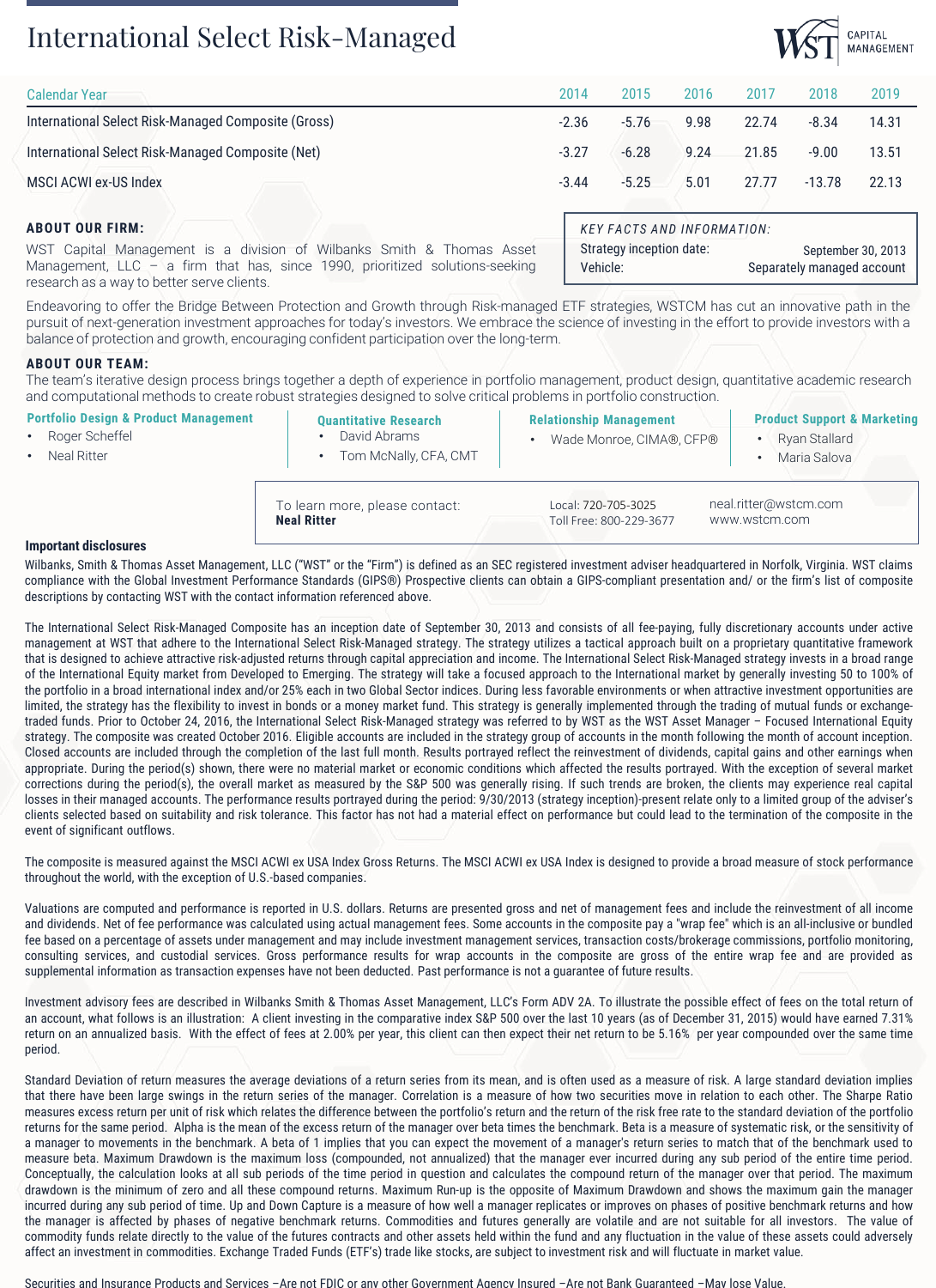# International Select Risk-Managed

| Calendar Year | 2014 | 2015 | 2016 | 2017 | 2018 | 2019 |
|---|---|---|---|---|---|---|
| International Select Risk-Managed Composite (Gross) | -2.36 | -5.76 | 9.98 | 22.74 | -8.34 | 14.31 |
| International Select Risk-Managed Composite (Net) | -3.27 | -6.28 | 9.24 | 21.85 | -9.00 | 13.51 |
| MSCI ACWI ex-US Index | -3.44 | -5.25 | 5.01 | 27.77 | -13.78 | 22.13 |

### ABOUT OUR FIRM:

WST Capital Management is a division of Wilbanks Smith & Thomas Asset Management, LLC – a firm that has, since 1990, prioritized solutions-seeking research as a way to better serve clients.

*KEY FACTS AND INFORMATION:*

| | |
|---|---|
| Strategy inception date: | September 30, 2013 |
| Vehicle: | Separately managed account |

Endeavoring to offer the Bridge Between Protection and Growth through Risk-managed ETF strategies, WSTCM has cut an innovative path in the pursuit of next-generation investment approaches for today's investors. We embrace the science of investing in the effort to provide investors with a balance of protection and growth, encouraging confident participation over the long-term.

### ABOUT OUR TEAM:

The team's iterative design process brings together a depth of experience in portfolio management, product design, quantitative academic research and computational methods to create robust strategies designed to solve critical problems in portfolio construction.

**Portfolio Design & Product Management**
- Roger Scheffel
- Neal Ritter

**Quantitative Research**
- David Abrams
- Tom McNally, CFA, CMT

**Relationship Management**
- Wade Monroe, CIMA®, CFP®

**Product Support & Marketing**
- Ryan Stallard
- Maria Salova

To learn more, please contact:
**Neal Ritter**
Local: 720-705-3025
Toll Free: 800-229-3677
neal.ritter@wstcm.com
www.wstcm.com

**Important disclosures**

Wilbanks, Smith & Thomas Asset Management, LLC ("WST" or the "Firm") is defined as an SEC registered investment adviser headquartered in Norfolk, Virginia. WST claims compliance with the Global Investment Performance Standards (GIPS®) Prospective clients can obtain a GIPS-compliant presentation and/ or the firm's list of composite descriptions by contacting WST with the contact information referenced above.

The International Select Risk-Managed Composite has an inception date of September 30, 2013 and consists of all fee-paying, fully discretionary accounts under active management at WST that adhere to the International Select Risk-Managed strategy. The strategy utilizes a tactical approach built on a proprietary quantitative framework that is designed to achieve attractive risk-adjusted returns through capital appreciation and income. The International Select Risk-Managed strategy invests in a broad range of the International Equity market from Developed to Emerging. The strategy will take a focused approach to the International market by generally investing 50 to 100% of the portfolio in a broad international index and/or 25% each in two Global Sector indices. During less favorable environments or when attractive investment opportunities are limited, the strategy has the flexibility to invest in bonds or a money market fund. This strategy is generally implemented through the trading of mutual funds or exchange-traded funds. Prior to October 24, 2016, the International Select Risk-Managed strategy was referred to by WST as the WST Asset Manager – Focused International Equity strategy. The composite was created October 2016. Eligible accounts are included in the strategy group of accounts in the month following the month of account inception. Closed accounts are included through the completion of the last full month. Results portrayed reflect the reinvestment of dividends, capital gains and other earnings when appropriate. During the period(s) shown, there were no material market or economic conditions which affected the results portrayed. With the exception of several market corrections during the period(s), the overall market as measured by the S&P 500 was generally rising. If such trends are broken, the clients may experience real capital losses in their managed accounts. The performance results portrayed during the period: 9/30/2013 (strategy inception)-present relate only to a limited group of the adviser's clients selected based on suitability and risk tolerance. This factor has not had a material effect on performance but could lead to the termination of the composite in the event of significant outflows.

The composite is measured against the MSCI ACWI ex USA Index Gross Returns. The MSCI ACWI ex USA Index is designed to provide a broad measure of stock performance throughout the world, with the exception of U.S.-based companies.

Valuations are computed and performance is reported in U.S. dollars. Returns are presented gross and net of management fees and include the reinvestment of all income and dividends. Net of fee performance was calculated using actual management fees. Some accounts in the composite pay a "wrap fee" which is an all-inclusive or bundled fee based on a percentage of assets under management and may include investment management services, transaction costs/brokerage commissions, portfolio monitoring, consulting services, and custodial services. Gross performance results for wrap accounts in the composite are gross of the entire wrap fee and are provided as supplemental information as transaction expenses have not been deducted. Past performance is not a guarantee of future results.

Investment advisory fees are described in Wilbanks Smith & Thomas Asset Management, LLC's Form ADV 2A. To illustrate the possible effect of fees on the total return of an account, what follows is an illustration: A client investing in the comparative index S&P 500 over the last 10 years (as of December 31, 2015) would have earned 7.31% return on an annualized basis. With the effect of fees at 2.00% per year, this client can then expect their net return to be 5.16% per year compounded over the same time period.

Standard Deviation of return measures the average deviations of a return series from its mean, and is often used as a measure of risk. A large standard deviation implies that there have been large swings in the return series of the manager. Correlation is a measure of how two securities move in relation to each other. The Sharpe Ratio measures excess return per unit of risk which relates the difference between the portfolio's return and the return of the risk free rate to the standard deviation of the portfolio returns for the same period. Alpha is the mean of the excess return of the manager over beta times the benchmark. Beta is a measure of systematic risk, or the sensitivity of a manager to movements in the benchmark. A beta of 1 implies that you can expect the movement of a manager's return series to match that of the benchmark used to measure beta. Maximum Drawdown is the maximum loss (compounded, not annualized) that the manager ever incurred during any sub period of the entire time period. Conceptually, the calculation looks at all sub periods of the time period in question and calculates the compound return of the manager over that period. The maximum drawdown is the minimum of zero and all these compound returns. Maximum Run-up is the opposite of Maximum Drawdown and shows the maximum gain the manager incurred during any sub period of time. Up and Down Capture is a measure of how well a manager replicates or improves on phases of positive benchmark returns and how the manager is affected by phases of negative benchmark returns. Commodities and futures generally are volatile and are not suitable for all investors. The value of commodity funds relate directly to the value of the futures contracts and other assets held within the fund and any fluctuation in the value of these assets could adversely affect an investment in commodities. Exchange Traded Funds (ETF's) trade like stocks, are subject to investment risk and will fluctuate in market value.

Securities and Insurance Products and Services –Are not FDIC or any other Government Agency Insured –Are not Bank Guaranteed –May lose Value.